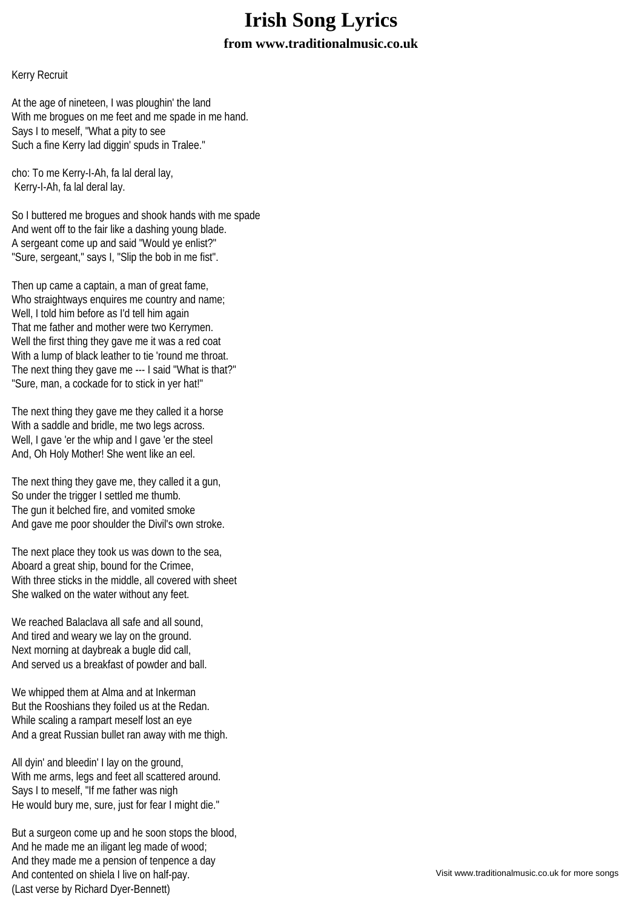# Irish Song Lyrics

### from www.traditionalmusic.co.uk

Kerry Recruit

At the age of nineteen, I was ploughin' the land
With me brogues on me feet and me spade in me hand.
Says I to meself, "What a pity to see
Such a fine Kerry lad diggin' spuds in Tralee."

cho: To me Kerry-I-Ah, fa lal deral lay,
Kerry-I-Ah, fa lal deral lay.

So I buttered me brogues and shook hands with me spade
And went off to the fair like a dashing young blade.
A sergeant come up and said "Would ye enlist?"
"Sure, sergeant," says I, "Slip the bob in me fist".

Then up came a captain, a man of great fame,
Who straightways enquires me country and name;
Well, I told him before as I'd tell him again
That me father and mother were two Kerrymen.
Well the first thing they gave me it was a red coat
With a lump of black leather to tie 'round me throat.
The next thing they gave me --- I said "What is that?"
"Sure, man, a cockade for to stick in yer hat!"

The next thing they gave me they called it a horse
With a saddle and bridle, me two legs across.
Well, I gave 'er the whip and I gave 'er the steel
And, Oh Holy Mother! She went like an eel.

The next thing they gave me, they called it a gun,
So under the trigger I settled me thumb.
The gun it belched fire, and vomited smoke
And gave me poor shoulder the Divil's own stroke.

The next place they took us was down to the sea,
Aboard a great ship, bound for the Crimee,
With three sticks in the middle, all covered with sheet
She walked on the water without any feet.

We reached Balaclava all safe and all sound,
And tired and weary we lay on the ground.
Next morning at daybreak a bugle did call,
And served us a breakfast of powder and ball.

We whipped them at Alma and at Inkerman
But the Rooshians they foiled us at the Redan.
While scaling a rampart meself lost an eye
And a great Russian bullet ran away with me thigh.

All dyin' and bleedin' I lay on the ground,
With me arms, legs and feet all scattered around.
Says I to meself, "If me father was nigh
He would bury me, sure, just for fear I might die."

But a surgeon come up and he soon stops the blood,
And he made me an iligant leg made of wood;
And they made me a pension of tenpence a day
And contented on shiela I live on half-pay.
(Last verse by Richard Dyer-Bennett)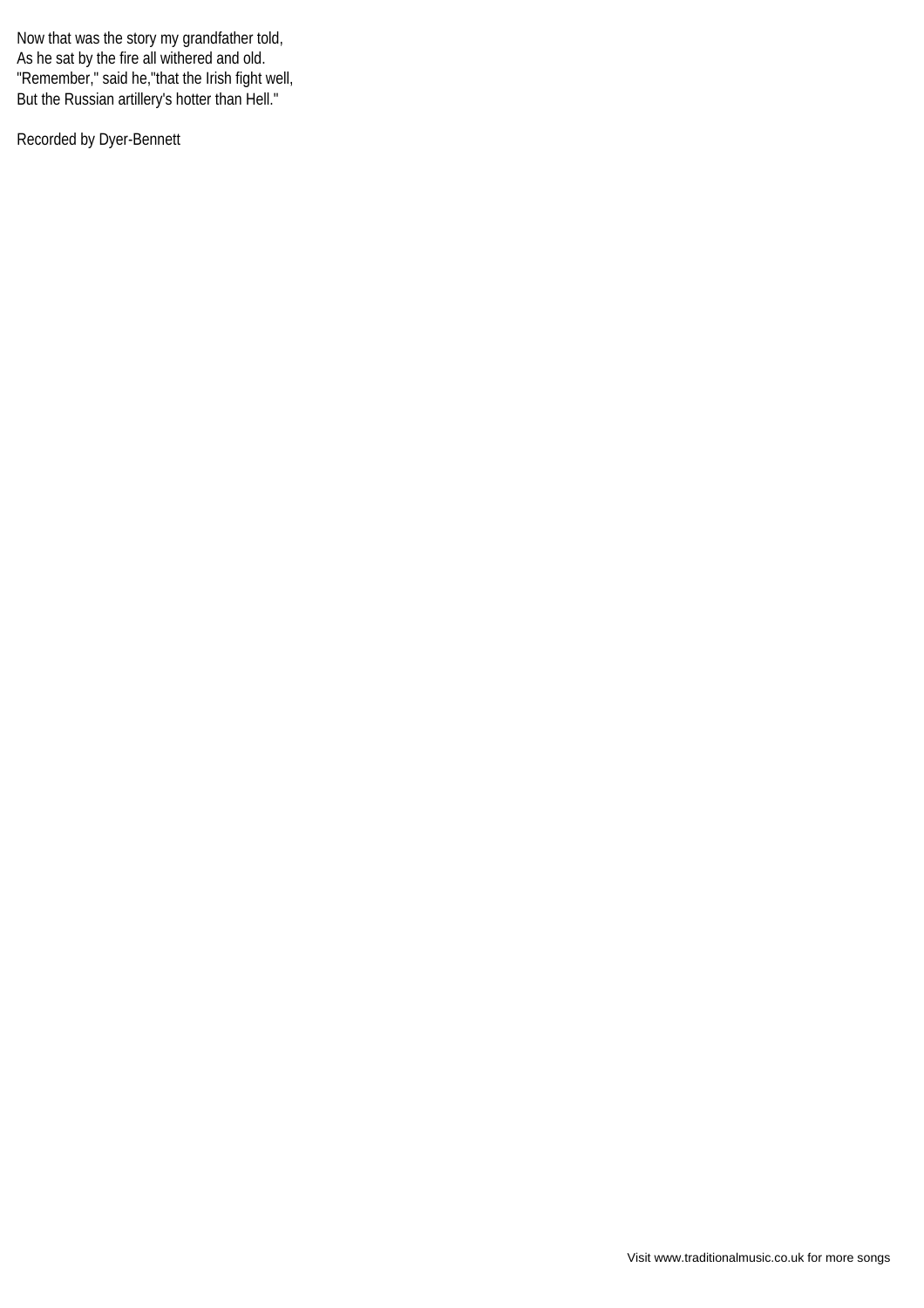Now that was the story my grandfather told,
As he sat by the fire all withered and old.
"Remember," said he,"that the Irish fight well,
But the Russian artillery's hotter than Hell."

Recorded by Dyer-Bennett